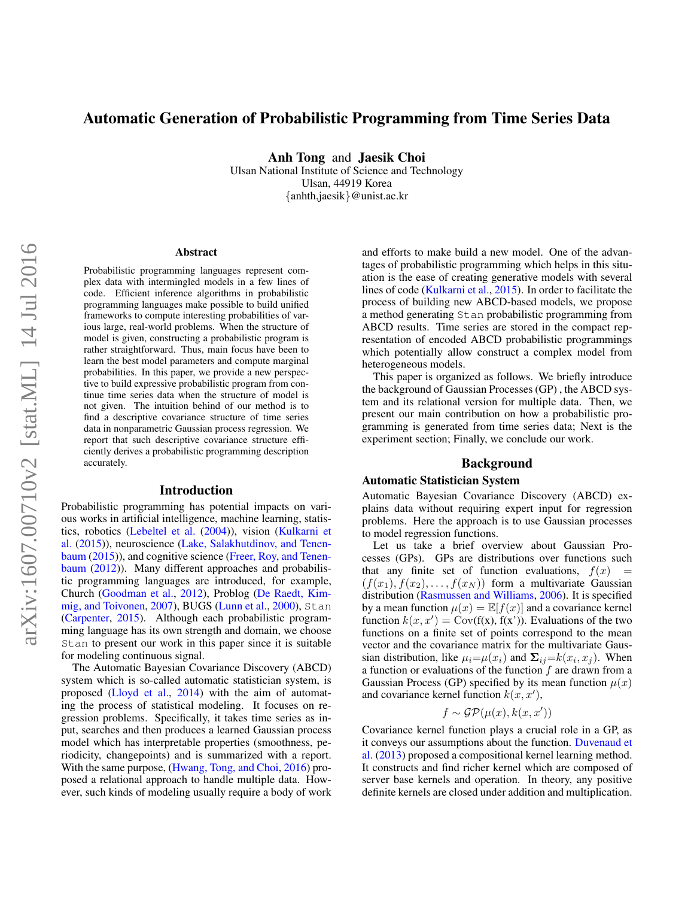# Automatic Generation of Probabilistic Programming from Time Series Data

**Anh Tong** and **Jaesik Choi**
Ulsan National Institute of Science and Technology
Ulsan, 44919 Korea
{anhth,jaesik}@unist.ac.kr

## Abstract

Probabilistic programming languages represent complex data with intermingled models in a few lines of code. Efficient inference algorithms in probabilistic programming languages make possible to build unified frameworks to compute interesting probabilities of various large, real-world problems. When the structure of model is given, constructing a probabilistic program is rather straightforward. Thus, main focus have been to learn the best model parameters and compute marginal probabilities. In this paper, we provide a new perspective to build expressive probabilistic program from continue time series data when the structure of model is not given. The intuition behind of our method is to find a descriptive covariance structure of time series data in nonparametric Gaussian process regression. We report that such descriptive covariance structure efficiently derives a probabilistic programming description accurately.

## Introduction

Probabilistic programming has potential impacts on various works in artificial intelligence, machine learning, statistics, robotics (Lebeltel et al. (2004)), vision (Kulkarni et al. (2015)), neuroscience (Lake, Salakhutdinov, and Tenenbaum (2015)), and cognitive science (Freer, Roy, and Tenenbaum (2012)). Many different approaches and probabilistic programming languages are introduced, for example, Church (Goodman et al., 2012), Problog (De Raedt, Kimmig, and Toivonen, 2007), BUGS (Lunn et al., 2000), `Stan` (Carpenter, 2015). Although each probabilistic programming language has its own strength and domain, we choose `Stan` to present our work in this paper since it is suitable for modeling continuous signal.

The Automatic Bayesian Covariance Discovery (ABCD) system which is so-called automatic statistician system, is proposed (Lloyd et al., 2014) with the aim of automating the process of statistical modeling. It focuses on regression problems. Specifically, it takes time series as input, searches and then produces a learned Gaussian process model which has interpretable properties (smoothness, periodicity, changepoints) and is summarized with a report. With the same purpose, (Hwang, Tong, and Choi, 2016) proposed a relational approach to handle multiple data. However, such kinds of modeling usually require a body of work and efforts to make build a new model. One of the advantages of probabilistic programming which helps in this situation is the ease of creating generative models with several lines of code (Kulkarni et al., 2015). In order to facilitate the process of building new ABCD-based models, we propose a method generating `Stan` probabilistic programming from ABCD results. Time series are stored in the compact representation of encoded ABCD probabilistic programmings which potentially allow construct a complex model from heterogeneous models.

This paper is organized as follows. We briefly introduce the background of Gaussian Processes (GP) , the ABCD system and its relational version for multiple data. Then, we present our main contribution on how a probabilistic programming is generated from time series data; Next is the experiment section; Finally, we conclude our work.

## Background

### Automatic Statistician System

Automatic Bayesian Covariance Discovery (ABCD) explains data without requiring expert input for regression problems. Here the approach is to use Gaussian processes to model regression functions.

Let us take a brief overview about Gaussian Processes (GPs). GPs are distributions over functions such that any finite set of function evaluations, $f(x) = (f(x_1), f(x_2), \ldots, f(x_N))$ form a multivariate Gaussian distribution (Rasmussen and Williams, 2006). It is specified by a mean function $\mu(x) = \mathbb{E}[f(x)]$ and a covariance kernel function $k(x, x') = \text{Cov}(f(x), f(x'))$. Evaluations of the two functions on a finite set of points correspond to the mean vector and the covariance matrix for the multivariate Gaussian distribution, like $\mu_i = \mu(x_i)$ and $\mathbf{\Sigma}_{ij} = k(x_i, x_j)$. When a function or evaluations of the function $f$ are drawn from a Gaussian Process (GP) specified by its mean function $\mu(x)$ and covariance kernel function $k(x, x')$,

$$f \sim \mathcal{GP}(\mu(x), k(x, x'))$$

Covariance kernel function plays a crucial role in a GP, as it conveys our assumptions about the function. Duvenaud et al. (2013) proposed a compositional kernel learning method. It constructs and find richer kernel which are composed of server base kernels and operation. In theory, any positive definite kernels are closed under addition and multiplication.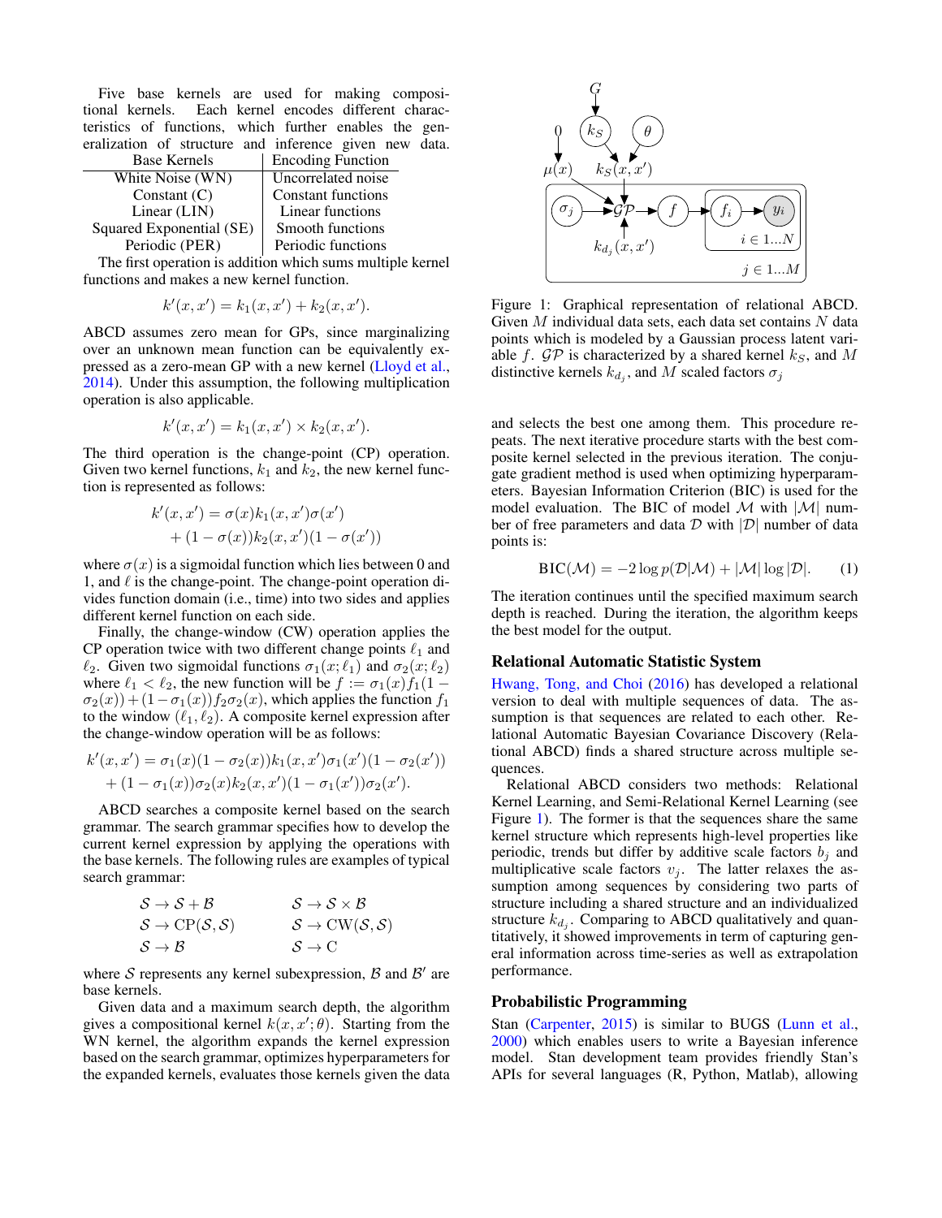Five base kernels are used for making compositional kernels. Each kernel encodes different characteristics of functions, which further enables the generalization of structure and inference given new data.

| Base Kernels | Encoding Function |
|---|---|
| White Noise (WN) | Uncorrelated noise |
| Constant (C) | Constant functions |
| Linear (LIN) | Linear functions |
| Squared Exponential (SE) | Smooth functions |
| Periodic (PER) | Periodic functions |

The first operation is addition which sums multiple kernel functions and makes a new kernel function.

$$k'(x, x') = k_1(x, x') + k_2(x, x').$$

ABCD assumes zero mean for GPs, since marginalizing over an unknown mean function can be equivalently expressed as a zero-mean GP with a new kernel (Lloyd et al., 2014). Under this assumption, the following multiplication operation is also applicable.

$$k'(x, x') = k_1(x, x') \times k_2(x, x').$$

The third operation is the change-point (CP) operation. Given two kernel functions, $k_1$ and $k_2$, the new kernel function is represented as follows:

$$\begin{aligned} k'(x, x') &= \sigma(x) k_1(x, x') \sigma(x') \\ &\quad + (1 - \sigma(x)) k_2(x, x') (1 - \sigma(x')) \end{aligned}$$

where $\sigma(x)$ is a sigmoidal function which lies between 0 and 1, and $\ell$ is the change-point. The change-point operation divides function domain (i.e., time) into two sides and applies different kernel function on each side.

Finally, the change-window (CW) operation applies the CP operation twice with two different change points $\ell_1$ and $\ell_2$. Given two sigmoidal functions $\sigma_1(x; \ell_1)$ and $\sigma_2(x; \ell_2)$ where $\ell_1 < \ell_2$, the new function will be $f := \sigma_1(x) f_1 (1 - \sigma_2(x)) + (1 - \sigma_1(x)) f_2 \sigma_2(x)$, which applies the function $f_1$ to the window $(\ell_1, \ell_2)$. A composite kernel expression after the change-window operation will be as follows:

$$\begin{aligned} k'(x, x') &= \sigma_1(x)(1 - \sigma_2(x)) k_1(x, x') \sigma_1(x')(1 - \sigma_2(x')) \\ &\quad + (1 - \sigma_1(x)) \sigma_2(x) k_2(x, x') (1 - \sigma_1(x')) \sigma_2(x'). \end{aligned}$$

ABCD searches a composite kernel based on the search grammar. The search grammar specifies how to develop the current kernel expression by applying the operations with the base kernels. The following rules are examples of typical search grammar:

$$\begin{aligned} &\mathcal{S} \rightarrow \mathcal{S} + \mathcal{B} && \mathcal{S} \rightarrow \mathcal{S} \times \mathcal{B} \\ &\mathcal{S} \rightarrow \text{CP}(\mathcal{S}, \mathcal{S}) && \mathcal{S} \rightarrow \text{CW}(\mathcal{S}, \mathcal{S}) \\ &\mathcal{S} \rightarrow \mathcal{B} && \mathcal{S} \rightarrow \text{C} \end{aligned}$$

where $\mathcal{S}$ represents any kernel subexpression, $\mathcal{B}$ and $\mathcal{B}'$ are base kernels.

Given data and a maximum search depth, the algorithm gives a compositional kernel $k(x, x'; \theta)$. Starting from the WN kernel, the algorithm expands the kernel expression based on the search grammar, optimizes hyperparameters for the expanded kernels, evaluates those kernels given the data and selects the best one among them. This procedure repeats. The next iterative procedure starts with the best composite kernel selected in the previous iteration. The conjugate gradient method is used when optimizing hyperparameters. Bayesian Information Criterion (BIC) is used for the model evaluation. The BIC of model $\mathcal{M}$ with $|\mathcal{M}|$ number of free parameters and data $\mathcal{D}$ with $|\mathcal{D}|$ number of data points is:

$$\text{BIC}(\mathcal{M}) = -2 \log p(\mathcal{D}|\mathcal{M}) + |\mathcal{M}| \log |\mathcal{D}|. \quad (1)$$

The iteration continues until the specified maximum search depth is reached. During the iteration, the algorithm keeps the best model for the output.

Figure 1: Graphical representation of relational ABCD. Given $M$ individual data sets, each data set contains $N$ data points which is modeled by a Gaussian process latent variable $f$. $\mathcal{GP}$ is characterized by a shared kernel $k_S$, and $M$ distinctive kernels $k_{d_j}$, and $M$ scaled factors $\sigma_j$

## Relational Automatic Statistic System

Hwang, Tong, and Choi (2016) has developed a relational version to deal with multiple sequences of data. The assumption is that sequences are related to each other. Relational Automatic Bayesian Covariance Discovery (Relational ABCD) finds a shared structure across multiple sequences.

Relational ABCD considers two methods: Relational Kernel Learning, and Semi-Relational Kernel Learning (see Figure 1). The former is that the sequences share the same kernel structure which represents high-level properties like periodic, trends but differ by additive scale factors $b_j$ and multiplicative scale factors $v_j$. The latter relaxes the assumption among sequences by considering two parts of structure including a shared structure and an individualized structure $k_{d_j}$. Comparing to ABCD qualitatively and quantitatively, it showed improvements in term of capturing general information across time-series as well as extrapolation performance.

## Probabilistic Programming

Stan (Carpenter, 2015) is similar to BUGS (Lunn et al., 2000) which enables users to write a Bayesian inference model. Stan development team provides friendly Stan's APIs for several languages (R, Python, Matlab), allowing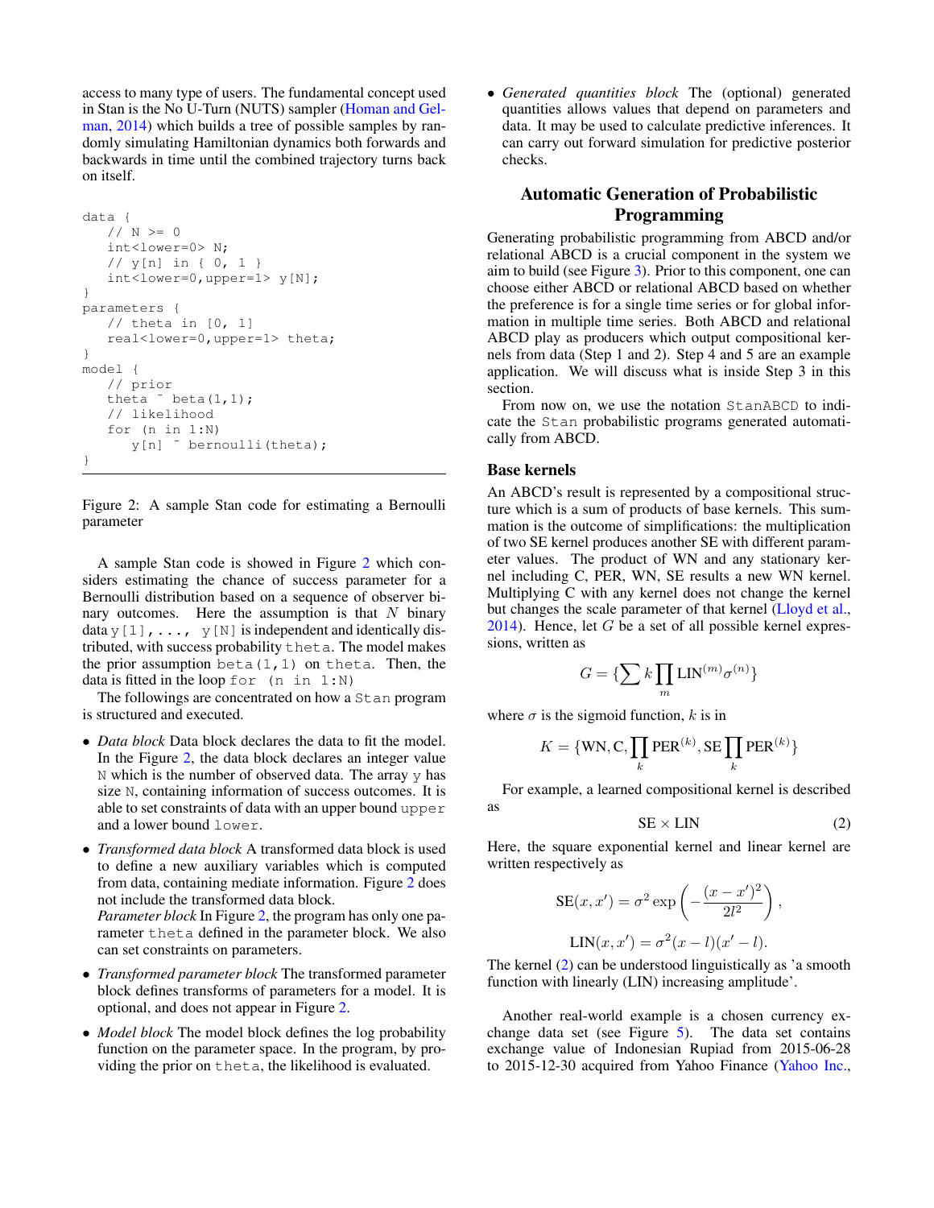access to many type of users. The fundamental concept used in Stan is the No U-Turn (NUTS) sampler (Homan and Gelman, 2014) which builds a tree of possible samples by randomly simulating Hamiltonian dynamics both forwards and backwards in time until the combined trajectory turns back on itself.

```
data {
   // N >= 0
   int<lower=0> N;
   // y[n] in { 0, 1 }
   int<lower=0,upper=1> y[N];
}
parameters {
   // theta in [0, 1]
   real<lower=0,upper=1> theta;
}
model {
   // prior
   theta ~ beta(1,1);
   // likelihood
   for (n in 1:N)
      y[n] ~ bernoulli(theta);
}
```

Figure 2: A sample Stan code for estimating a Bernoulli parameter

A sample Stan code is showed in Figure 2 which considers estimating the chance of success parameter for a Bernoulli distribution based on a sequence of observer binary outcomes. Here the assumption is that $N$ binary data `y[1],..., y[N]` is independent and identically distributed, with success probability `theta`. The model makes the prior assumption `beta(1,1)` on `theta`. Then, the data is fitted in the loop `for (n in 1:N)`

The followings are concentrated on how a `Stan` program is structured and executed.

- *Data block* Data block declares the data to fit the model. In the Figure 2, the data block declares an integer value `N` which is the number of observed data. The array `y` has size `N`, containing information of success outcomes. It is able to set constraints of data with an upper bound `upper` and a lower bound `lower`.
- *Transformed data block* A transformed data block is used to define a new auxiliary variables which is computed from data, containing mediate information. Figure 2 does not include the transformed data block.
  *Parameter block* In Figure 2, the program has only one parameter `theta` defined in the parameter block. We also can set constraints on parameters.
- *Transformed parameter block* The transformed parameter block defines transforms of parameters for a model. It is optional, and does not appear in Figure 2.
- *Model block* The model block defines the log probability function on the parameter space. In the program, by providing the prior on `theta`, the likelihood is evaluated.
- *Generated quantities block* The (optional) generated quantities allows values that depend on parameters and data. It may be used to calculate predictive inferences. It can carry out forward simulation for predictive posterior checks.

## Automatic Generation of Probabilistic Programming

Generating probabilistic programming from ABCD and/or relational ABCD is a crucial component in the system we aim to build (see Figure 3). Prior to this component, one can choose either ABCD or relational ABCD based on whether the preference is for a single time series or for global information in multiple time series. Both ABCD and relational ABCD play as producers which output compositional kernels from data (Step 1 and 2). Step 4 and 5 are an example application. We will discuss what is inside Step 3 in this section.

From now on, we use the notation `StanABCD` to indicate the `Stan` probabilistic programs generated automatically from ABCD.

### Base kernels

An ABCD's result is represented by a compositional structure which is a sum of products of base kernels. This summation is the outcome of simplifications: the multiplication of two SE kernel produces another SE with different parameter values. The product of WN and any stationary kernel including C, PER, WN, SE results a new WN kernel. Multiplying C with any kernel does not change the kernel but changes the scale parameter of that kernel (Lloyd et al., 2014). Hence, let $G$ be a set of all possible kernel expressions, written as

$$G = \{\sum k \prod_m \text{LIN}^{(m)} \sigma^{(n)}\}$$

where $\sigma$ is the sigmoid function, $k$ is in

$$K = \{\text{WN}, \text{C}, \prod_k \text{PER}^{(k)}, \text{SE} \prod_k \text{PER}^{(k)}\}$$

For example, a learned compositional kernel is described as

$$\text{SE} \times \text{LIN} \tag{2}$$

Here, the square exponential kernel and linear kernel are written respectively as

$$\text{SE}(x, x') = \sigma^2 \exp\left(-\frac{(x - x')^2}{2l^2}\right),$$

$$\text{LIN}(x, x') = \sigma^2(x - l)(x' - l).$$

The kernel (2) can be understood linguistically as 'a smooth function with linearly (LIN) increasing amplitude'.

Another real-world example is a chosen currency exchange data set (see Figure 5). The data set contains exchange value of Indonesian Rupiad from 2015-06-28 to 2015-12-30 acquired from Yahoo Finance (Yahoo Inc.,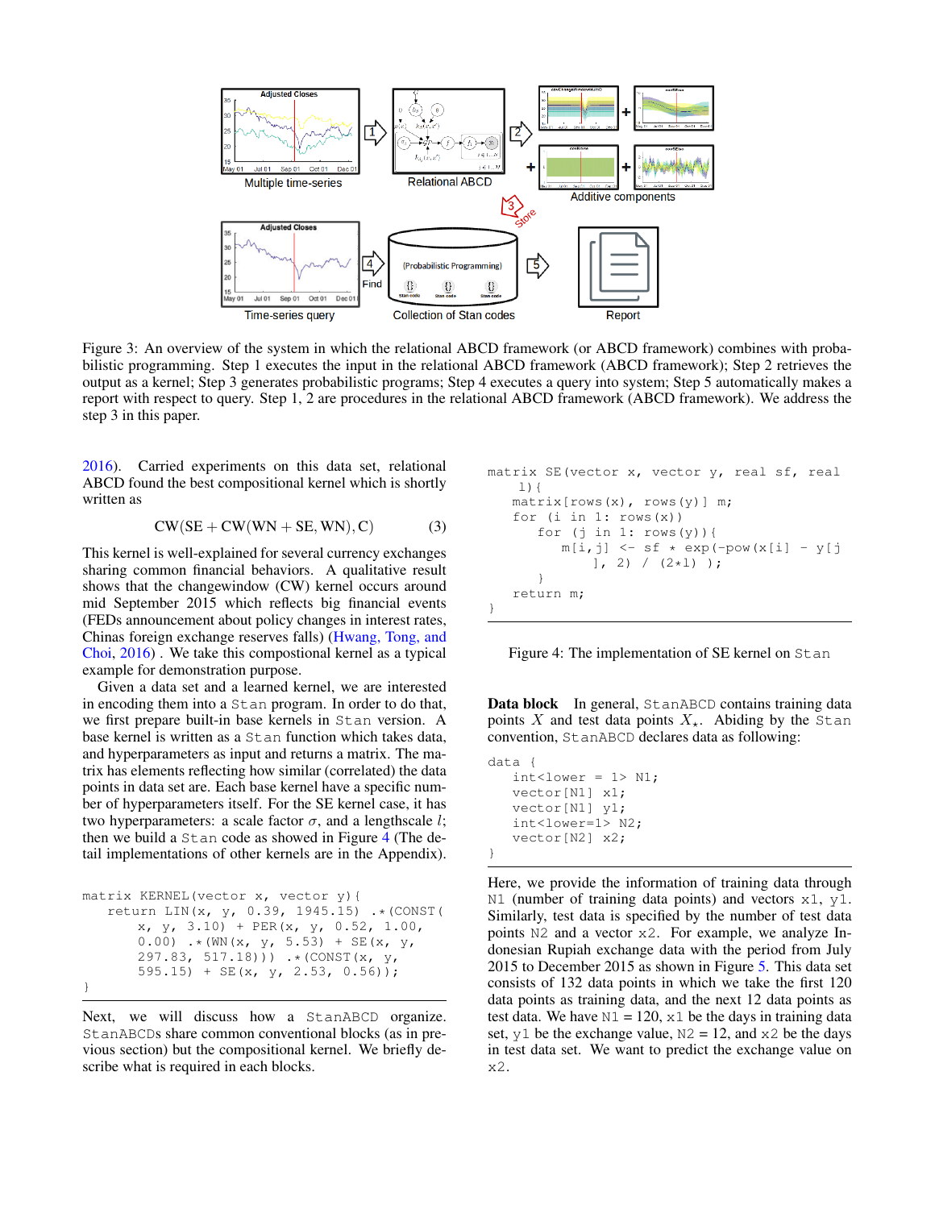Figure 3: An overview of the system in which the relational ABCD framework (or ABCD framework) combines with probabilistic programming. Step 1 executes the input in the relational ABCD framework (ABCD framework); Step 2 retrieves the output as a kernel; Step 3 generates probabilistic programs; Step 4 executes a query into system; Step 5 automatically makes a report with respect to query. Step 1, 2 are procedures in the relational ABCD framework (ABCD framework). We address the step 3 in this paper.

2016). Carried experiments on this data set, relational ABCD found the best compositional kernel which is shortly written as

$$\mathrm{CW}(\mathrm{SE} + \mathrm{CW}(\mathrm{WN} + \mathrm{SE}, \mathrm{WN}), \mathrm{C}) \tag{3}$$

This kernel is well-explained for several currency exchanges sharing common financial behaviors. A qualitative result shows that the changewindow (CW) kernel occurs around mid September 2015 which reflects big financial events (FEDs announcement about policy changes in interest rates, Chinas foreign exchange reserves falls) (Hwang, Tong, and Choi, 2016) . We take this compostional kernel as a typical example for demonstration purpose.

Given a data set and a learned kernel, we are interested in encoding them into a Stan program. In order to do that, we first prepare built-in base kernels in Stan version. A base kernel is written as a Stan function which takes data, and hyperparameters as input and returns a matrix. The matrix has elements reflecting how similar (correlated) the data points in data set are. Each base kernel have a specific number of hyperparameters itself. For the SE kernel case, it has two hyperparameters: a scale factor $\sigma$, and a lengthscale $l$; then we build a Stan code as showed in Figure 4 (The detail implementations of other kernels are in the Appendix).

```
matrix KERNEL(vector x, vector y){
    return LIN(x, y, 0.39, 1945.15) .*(CONST(
        x, y, 3.10) + PER(x, y, 0.52, 1.00,
        0.00) .*(WN(x, y, 5.53) + SE(x, y,
        297.83, 517.18))) .*(CONST(x, y,
        595.15) + SE(x, y, 2.53, 0.56));
}
```

Next, we will discuss how a StanABCD organize. StanABCDs share common conventional blocks (as in previous section) but the compositional kernel. We briefly describe what is required in each blocks.

```
matrix SE(vector x, vector y, real sf, real
    l){
    matrix[rows(x), rows(y)] m;
    for (i in 1: rows(x))
        for (j in 1: rows(y)){
            m[i,j] <- sf * exp(-pow(x[i] - y[j
                ], 2) / (2*l) );
        }
    return m;
}
```

Figure 4: The implementation of SE kernel on Stan

**Data block** In general, StanABCD contains training data points $X$ and test data points $X_\star$. Abiding by the Stan convention, StanABCD declares data as following:

```
data {
    int<lower = 1> N1;
    vector[N1] x1;
    vector[N1] y1;
    int<lower=1> N2;
    vector[N2] x2;
}
```

Here, we provide the information of training data through N1 (number of training data points) and vectors x1, y1. Similarly, test data is specified by the number of test data points N2 and a vector x2. For example, we analyze Indonesian Rupiah exchange data with the period from July 2015 to December 2015 as shown in Figure 5. This data set consists of 132 data points in which we take the first 120 data points as training data, and the next 12 data points as test data. We have N1 = 120, x1 be the days in training data set, y1 be the exchange value, N2 = 12, and x2 be the days in test data set. We want to predict the exchange value on x2.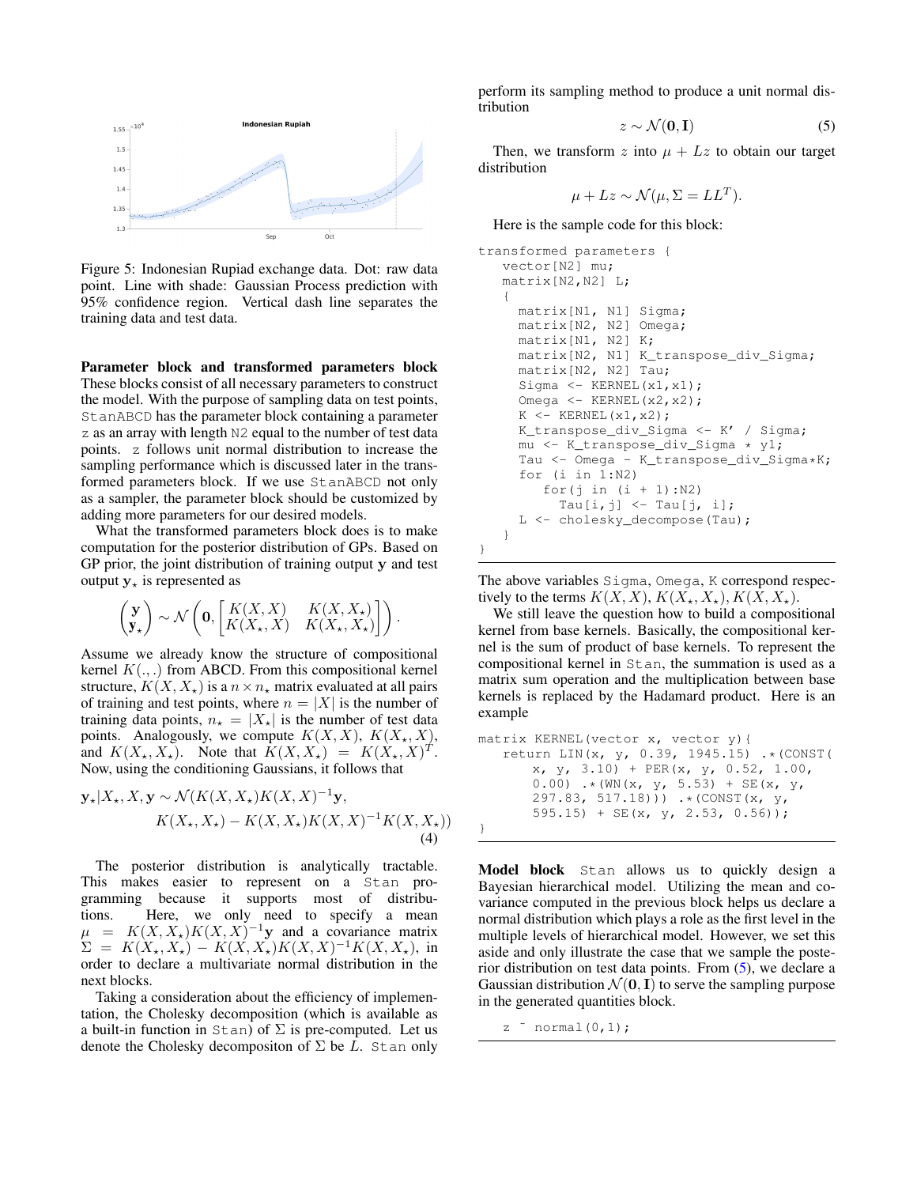Figure 5: Indonesian Rupiad exchange data. Dot: raw data point. Line with shade: Gaussian Process prediction with 95% confidence region. Vertical dash line separates the training data and test data.

**Parameter block and transformed parameters block** These blocks consist of all necessary parameters to construct the model. With the purpose of sampling data on test points, StanABCD has the parameter block containing a parameter z as an array with length N2 equal to the number of test data points. z follows unit normal distribution to increase the sampling performance which is discussed later in the transformed parameters block. If we use StanABCD not only as a sampler, the parameter block should be customized by adding more parameters for our desired models.

What the transformed parameters block does is to make computation for the posterior distribution of GPs. Based on GP prior, the joint distribution of training output $\mathbf{y}$ and test output $\mathbf{y}_\star$ is represented as

$$\begin{pmatrix} \mathbf{y} \\ \mathbf{y}_\star \end{pmatrix} \sim \mathcal{N}\left(\mathbf{0}, \begin{bmatrix} K(X,X) & K(X,X_\star) \\ K(X_\star,X) & K(X_\star,X_\star) \end{bmatrix}\right).$$

Assume we already know the structure of compositional kernel $K(.,.)$ from ABCD. From this compositional kernel structure, $K(X, X_\star)$ is a $n \times n_\star$ matrix evaluated at all pairs of training and test points, where $n = |X|$ is the number of training data points, $n_\star = |X_\star|$ is the number of test data points. Analogously, we compute $K(X, X)$, $K(X_\star, X)$, and $K(X_\star, X_\star)$. Note that $K(X, X_\star) = K(X_\star, X)^T$. Now, using the conditioning Gaussians, it follows that

$$\begin{aligned} \mathbf{y}_\star | X_\star, X, \mathbf{y} \sim \mathcal{N}(&K(X, X_\star)K(X, X)^{-1}\mathbf{y}, \\ &K(X_\star, X_\star) - K(X, X_\star)K(X, X)^{-1}K(X, X_\star)) \end{aligned} \tag{4}$$

The posterior distribution is analytically tractable. This makes easier to represent on a Stan programming because it supports most of distributions. Here, we only need to specify a mean $\mu = K(X, X_\star)K(X, X)^{-1}\mathbf{y}$ and a covariance matrix $\Sigma = K(X_\star, X_\star) - K(X, X_\star)K(X, X)^{-1}K(X, X_\star)$, in order to declare a multivariate normal distribution in the next blocks.

Taking a consideration about the efficiency of implementation, the Cholesky decomposition (which is available as a built-in function in Stan) of $\Sigma$ is pre-computed. Let us denote the Cholesky decompositon of $\Sigma$ be $L$. Stan only perform its sampling method to produce a unit normal distribution

$$z \sim \mathcal{N}(\mathbf{0}, \mathbf{I}) \tag{5}$$

Then, we transform $z$ into $\mu + Lz$ to obtain our target distribution

$$\mu + Lz \sim \mathcal{N}(\mu, \Sigma = LL^T).$$

Here is the sample code for this block:

```
transformed parameters {
   vector[N2] mu;
   matrix[N2,N2] L;
   {
     matrix[N1, N1] Sigma;
     matrix[N2, N2] Omega;
     matrix[N1, N2] K;
     matrix[N2, N1] K_transpose_div_Sigma;
     matrix[N2, N2] Tau;
     Sigma <- KERNEL(x1,x1);
     Omega <- KERNEL(x2,x2);
     K <- KERNEL(x1,x2);
     K_transpose_div_Sigma <- K' / Sigma;
     mu <- K_transpose_div_Sigma * y1;
     Tau <- Omega - K_transpose_div_Sigma*K;
     for (i in 1:N2)
        for(j in (i + 1):N2)
          Tau[i,j] <- Tau[j, i];
     L <- cholesky_decompose(Tau);
   }
}
```

The above variables Sigma, Omega, K correspond respectively to the terms $K(X, X), K(X_\star, X_\star), K(X, X_\star)$.

We still leave the question how to build a compositional kernel from base kernels. Basically, the compositional kernel is the sum of product of base kernels. To represent the compositional kernel in Stan, the summation is used as a matrix sum operation and the multiplication between base kernels is replaced by the Hadamard product. Here is an example

```
matrix KERNEL(vector x, vector y){
   return LIN(x, y, 0.39, 1945.15) .*(CONST(
       x, y, 3.10) + PER(x, y, 0.52, 1.00,
       0.00) .*(WN(x, y, 5.53) + SE(x, y,
       297.83, 517.18))) .*(CONST(x, y,
       595.15) + SE(x, y, 2.53, 0.56));
}
```

**Model block** Stan allows us to quickly design a Bayesian hierarchical model. Utilizing the mean and covariance computed in the previous block helps us declare a normal distribution which plays a role as the first level in the multiple levels of hierarchical model. However, we set this aside and only illustrate the case that we sample the posterior distribution on test data points. From (5), we declare a Gaussian distribution $\mathcal{N}(\mathbf{0}, \mathbf{I})$ to serve the sampling purpose in the generated quantities block.

```
z ~ normal(0,1);
```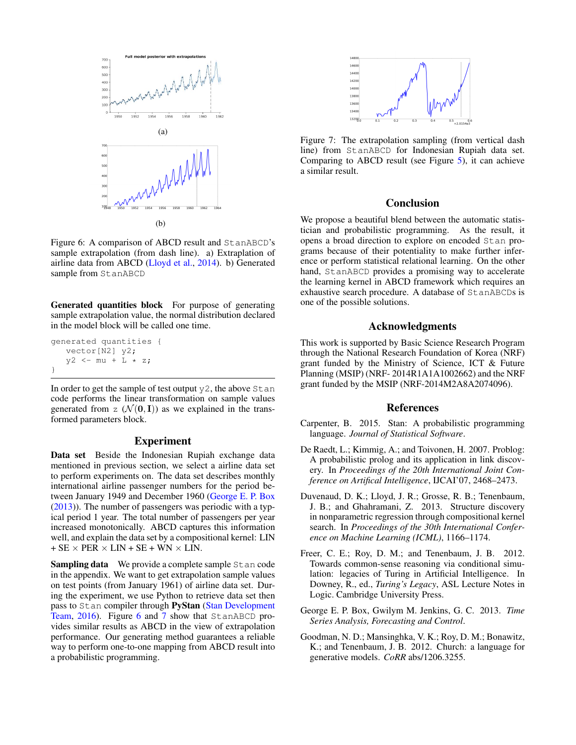Figure 6: A comparison of ABCD result and StanABCD's sample extrapolation (from dash line). a) Extraplation of airline data from ABCD (Lloyd et al., 2014). b) Generated sample from StanABCD

**Generated quantities block** For purpose of generating sample extrapolation value, the normal distribution declared in the model block will be called one time.

```
generated quantities {
   vector[N2] y2;
   y2 <- mu + L * z;
}
```

In order to get the sample of test output y2, the above Stan code performs the linear transformation on sample values generated from z ($\mathcal{N}(\mathbf{0}, \mathbf{I})$) as we explained in the transformed parameters block.

## Experiment

**Data set** Beside the Indonesian Rupiah exchange data mentioned in previous section, we select a airline data set to perform experiments on. The data set describes monthly international airline passenger numbers for the period between January 1949 and December 1960 (George E. P. Box (2013)). The number of passengers was periodic with a typical period 1 year. The total number of passengers per year increased monotonically. ABCD captures this information well, and explain the data set by a compositional kernel: LIN + SE × PER × LIN + SE + WN × LIN.

**Sampling data** We provide a complete sample Stan code in the appendix. We want to get extrapolation sample values on test points (from January 1961) of airline data set. During the experiment, we use Python to retrieve data set then pass to Stan compiler through **PyStan** (Stan Development Team, 2016). Figure 6 and 7 show that StanABCD provides similar results as ABCD in the view of extrapolation performance. Our generating method guarantees a reliable way to perform one-to-one mapping from ABCD result into a probabilistic programming.

Figure 7: The extrapolation sampling (from vertical dash line) from StanABCD for Indonesian Rupiah data set. Comparing to ABCD result (see Figure 5), it can achieve a similar result.

## Conclusion

We propose a beautiful blend between the automatic statistician and probabilistic programming. As the result, it opens a broad direction to explore on encoded Stan programs because of their potentiality to make further inference or perform statistical relational learning. On the other hand, StanABCD provides a promising way to accelerate the learning kernel in ABCD framework which requires an exhaustive search procedure. A database of StanABCDs is one of the possible solutions.

## Acknowledgments

This work is supported by Basic Science Research Program through the National Research Foundation of Korea (NRF) grant funded by the Ministry of Science, ICT & Future Planning (MSIP) (NRF- 2014R1A1A1002662) and the NRF grant funded by the MSIP (NRF-2014M2A8A2074096).

## References

Carpenter, B. 2015. Stan: A probabilistic programming language. *Journal of Statistical Software*.

De Raedt, L.; Kimmig, A.; and Toivonen, H. 2007. Problog: A probabilistic prolog and its application in link discovery. In *Proceedings of the 20th International Joint Conference on Artifical Intelligence*, IJCAI'07, 2468–2473.

Duvenaud, D. K.; Lloyd, J. R.; Grosse, R. B.; Tenenbaum, J. B.; and Ghahramani, Z. 2013. Structure discovery in nonparametric regression through compositional kernel search. In *Proceedings of the 30th International Conference on Machine Learning (ICML)*, 1166–1174.

Freer, C. E.; Roy, D. M.; and Tenenbaum, J. B. 2012. Towards common-sense reasoning via conditional simulation: legacies of Turing in Artificial Intelligence. In Downey, R., ed., *Turing's Legacy*, ASL Lecture Notes in Logic. Cambridge University Press.

George E. P. Box, Gwilym M. Jenkins, G. C. 2013. *Time Series Analysis, Forecasting and Control*.

Goodman, N. D.; Mansinghka, V. K.; Roy, D. M.; Bonawitz, K.; and Tenenbaum, J. B. 2012. Church: a language for generative models. *CoRR* abs/1206.3255.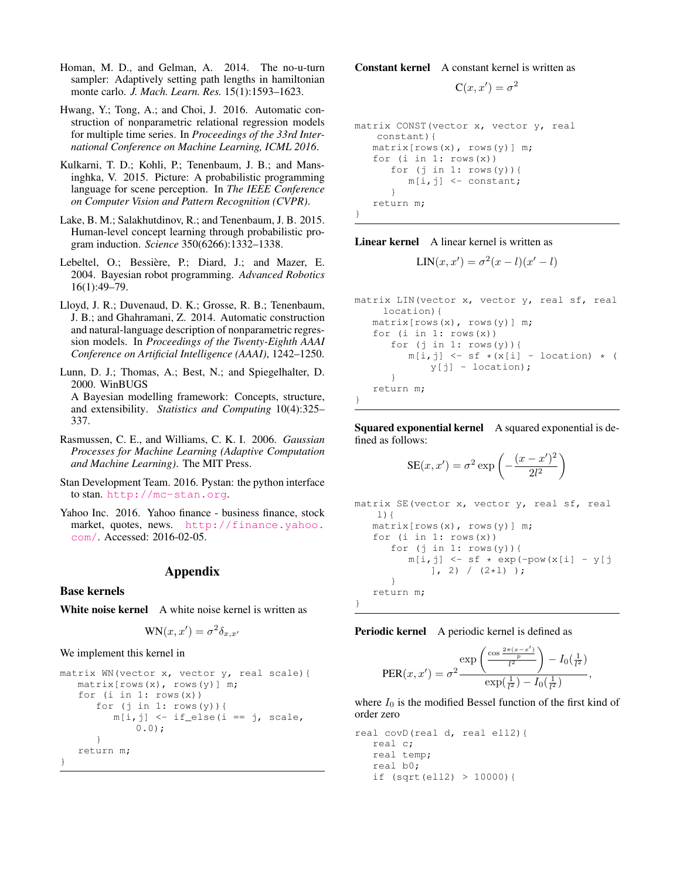Homan, M. D., and Gelman, A. 2014. The no-u-turn sampler: Adaptively setting path lengths in hamiltonian monte carlo. *J. Mach. Learn. Res.* 15(1):1593–1623.

Hwang, Y.; Tong, A.; and Choi, J. 2016. Automatic construction of nonparametric relational regression models for multiple time series. In *Proceedings of the 33rd International Conference on Machine Learning, ICML 2016*.

Kulkarni, T. D.; Kohli, P.; Tenenbaum, J. B.; and Mansinghka, V. 2015. Picture: A probabilistic programming language for scene perception. In *The IEEE Conference on Computer Vision and Pattern Recognition (CVPR)*.

Lake, B. M.; Salakhutdinov, R.; and Tenenbaum, J. B. 2015. Human-level concept learning through probabilistic program induction. *Science* 350(6266):1332–1338.

Lebeltel, O.; Bessière, P.; Diard, J.; and Mazer, E. 2004. Bayesian robot programming. *Advanced Robotics* 16(1):49–79.

Lloyd, J. R.; Duvenaud, D. K.; Grosse, R. B.; Tenenbaum, J. B.; and Ghahramani, Z. 2014. Automatic construction and natural-language description of nonparametric regression models. In *Proceedings of the Twenty-Eighth AAAI Conference on Artificial Intelligence (AAAI)*, 1242–1250.

Lunn, D. J.; Thomas, A.; Best, N.; and Spiegelhalter, D. 2000. WinBUGS
A Bayesian modelling framework: Concepts, structure, and extensibility. *Statistics and Computing* 10(4):325–337.

Rasmussen, C. E., and Williams, C. K. I. 2006. *Gaussian Processes for Machine Learning (Adaptive Computation and Machine Learning)*. The MIT Press.

Stan Development Team. 2016. Pystan: the python interface to stan. http://mc-stan.org.

Yahoo Inc. 2016. Yahoo finance - business finance, stock market, quotes, news. http://finance.yahoo.com/. Accessed: 2016-02-05.

# Appendix

## Base kernels

**White noise kernel** A white noise kernel is written as

$$\text{WN}(x, x') = \sigma^2 \delta_{x,x'}$$

We implement this kernel in

```
matrix WN(vector x, vector y, real scale){
   matrix[rows(x), rows(y)] m;
   for (i in 1: rows(x))
      for (j in 1: rows(y)){
         m[i,j] <- if_else(i == j, scale,
             0.0);
      }
   return m;
}
```

**Constant kernel** A constant kernel is written as

$$\text{C}(x, x') = \sigma^2$$

```
matrix CONST(vector x, vector y, real
    constant){
   matrix[rows(x), rows(y)] m;
   for (i in 1: rows(x))
      for (j in 1: rows(y)){
         m[i,j] <- constant;
      }
   return m;
}
```

**Linear kernel** A linear kernel is written as

$$\text{LIN}(x, x') = \sigma^2 (x - l)(x' - l)$$

```
matrix LIN(vector x, vector y, real sf, real
     location){
   matrix[rows(x), rows(y)] m;
   for (i in 1: rows(x))
      for (j in 1: rows(y)){
         m[i,j] <- sf *(x[i] - location) * (
             y[j] - location);
      }
   return m;
}
```

**Squared exponential kernel** A squared exponential is defined as follows:

$$\text{SE}(x, x') = \sigma^2 \exp\left(-\frac{(x - x')^2}{2l^2}\right)$$

```
matrix SE(vector x, vector y, real sf, real
    l){
   matrix[rows(x), rows(y)] m;
   for (i in 1: rows(x))
      for (j in 1: rows(y)){
         m[i,j] <- sf * exp(-pow(x[i] - y[j
             ], 2) / (2*l) );
      }
   return m;
}
```

**Periodic kernel** A periodic kernel is defined as

$$\text{PER}(x, x') = \sigma^2 \frac{\exp\left(\frac{\cos \frac{2\pi(x - x')}{p}}{l^2}\right) - I_0(\frac{1}{l^2})}{\exp(\frac{1}{l^2}) - I_0(\frac{1}{l^2})},$$

where $I_0$ is the modified Bessel function of the first kind of order zero

```
real covD(real d, real ell2){
   real c;
   real temp;
   real b0;
   if (sqrt(ell2) > 10000){
```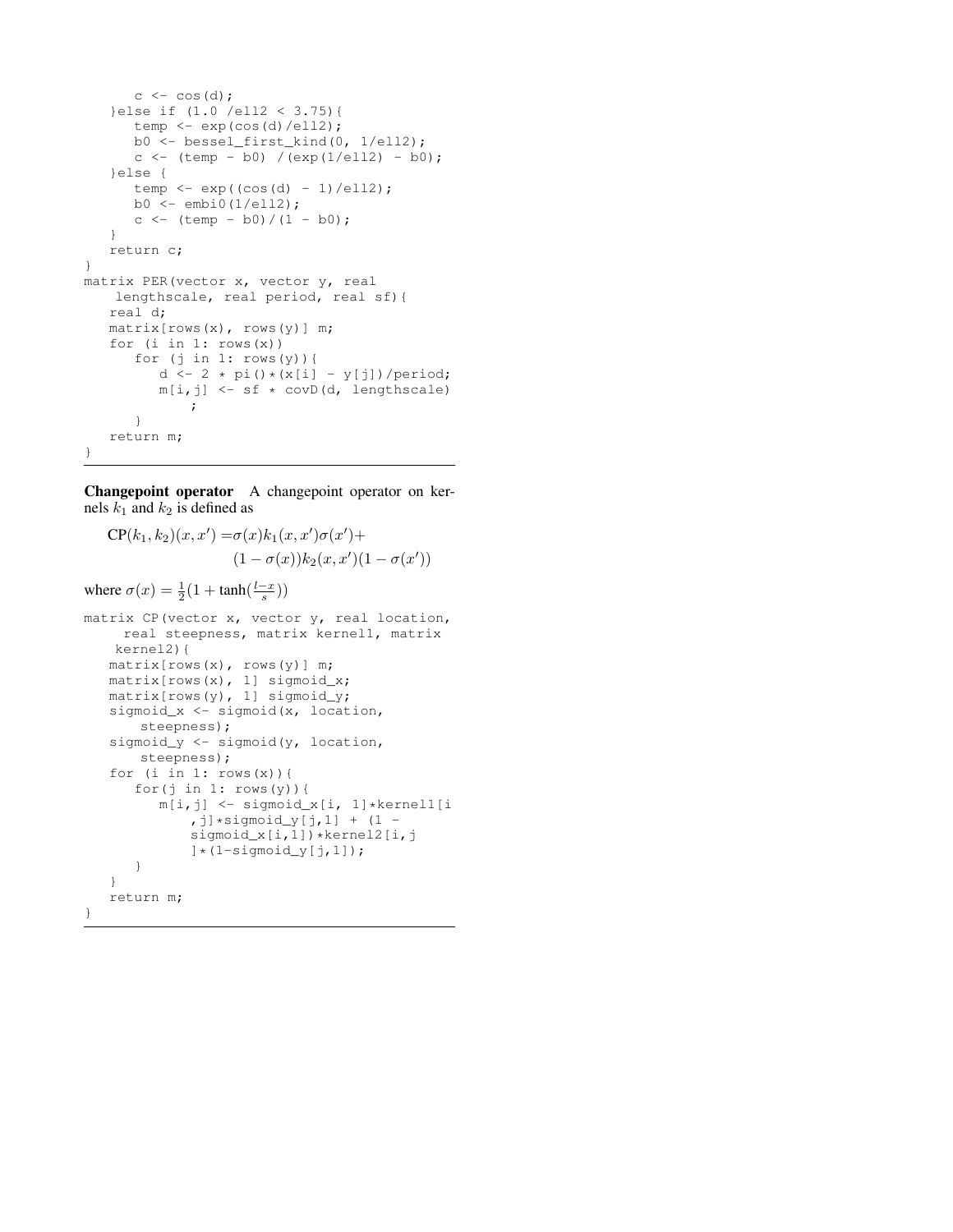```
      c <- cos(d);
   }else if (1.0 /ell2 < 3.75){
      temp <- exp(cos(d)/ell2);
      b0 <- bessel_first_kind(0, 1/ell2);
      c <- (temp - b0) /(exp(1/ell2) - b0);
   }else {
      temp <- exp((cos(d) - 1)/ell2);
      b0 <- embi0(1/ell2);
      c <- (temp - b0)/(1 - b0);
   }
   return c;
}
matrix PER(vector x, vector y, real
    lengthscale, real period, real sf){
   real d;
   matrix[rows(x), rows(y)] m;
   for (i in 1: rows(x))
      for (j in 1: rows(y)){
         d <- 2 * pi()*(x[i] - y[j])/period;
         m[i,j] <- sf * covD(d, lengthscale)
             ;
      }
   return m;
}
```

**Changepoint operator** A changepoint operator on kernels $k_1$ and $k_2$ is defined as

$$\text{CP}(k_1, k_2)(x, x') = \sigma(x)k_1(x, x')\sigma(x') + (1 - \sigma(x))k_2(x, x')(1 - \sigma(x'))$$

where $\sigma(x) = \frac{1}{2}(1 + \tanh(\frac{l-x}{s}))$

```
matrix CP(vector x, vector y, real location,
     real steepness, matrix kernel1, matrix
    kernel2){
   matrix[rows(x), rows(y)] m;
   matrix[rows(x), 1] sigmoid_x;
   matrix[rows(y), 1] sigmoid_y;
   sigmoid_x <- sigmoid(x, location,
       steepness);
   sigmoid_y <- sigmoid(y, location,
       steepness);
   for (i in 1: rows(x)){
      for(j in 1: rows(y)){
         m[i,j] <- sigmoid_x[i, 1]*kernel1[i
             ,j]*sigmoid_y[j,1] + (1 -
             sigmoid_x[i,1])*kernel2[i,j
             ]*(1-sigmoid_y[j,1]);
      }
   }
   return m;
}
```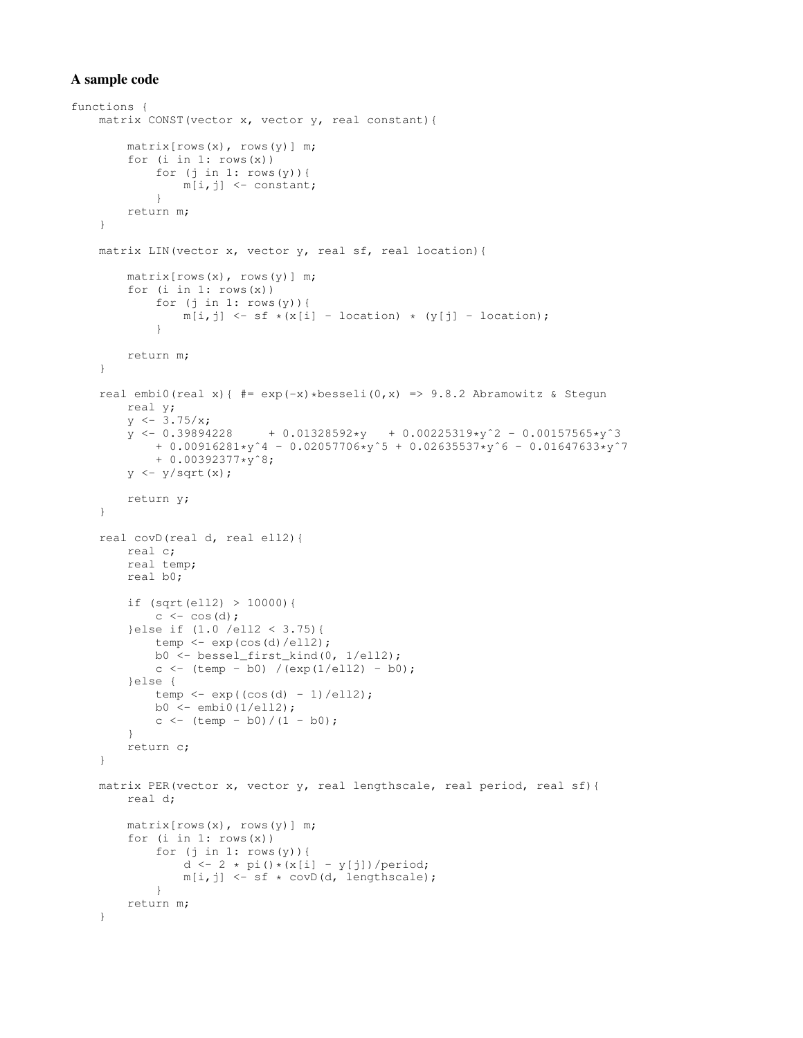### A sample code

```
functions {
    matrix CONST(vector x, vector y, real constant){

        matrix[rows(x), rows(y)] m;
        for (i in 1: rows(x))
            for (j in 1: rows(y)){
                m[i,j] <- constant;
            }
        return m;
    }

    matrix LIN(vector x, vector y, real sf, real location){

        matrix[rows(x), rows(y)] m;
        for (i in 1: rows(x))
            for (j in 1: rows(y)){
                m[i,j] <- sf *(x[i] - location) * (y[j] - location);
            }

        return m;
    }

    real embi0(real x){ #= exp(-x)*besseli(0,x) => 9.8.2 Abramowitz & Stegun
        real y;
        y <- 3.75/x;
        y <- 0.39894228     + 0.01328592*y   + 0.00225319*y^2 - 0.00157565*y^3
          + 0.00916281*y^4 - 0.02057706*y^5 + 0.02635537*y^6 - 0.01647633*y^7
          + 0.00392377*y^8;
        y <- y/sqrt(x);

        return y;
    }

    real covD(real d, real ell2){
        real c;
        real temp;
        real b0;

        if (sqrt(ell2) > 10000){
            c <- cos(d);
        }else if (1.0 /ell2 < 3.75){
            temp <- exp(cos(d)/ell2);
            b0 <- bessel_first_kind(0, 1/ell2);
            c <- (temp - b0) /(exp(1/ell2) - b0);
        }else {
            temp <- exp((cos(d) - 1)/ell2);
            b0 <- embi0(1/ell2);
            c <- (temp - b0)/(1 - b0);
        }
        return c;
    }

    matrix PER(vector x, vector y, real lengthscale, real period, real sf){
        real d;

        matrix[rows(x), rows(y)] m;
        for (i in 1: rows(x))
            for (j in 1: rows(y)){
                d <- 2 * pi()*(x[i] - y[j])/period;
                m[i,j] <- sf * covD(d, lengthscale);
            }
        return m;
    }
```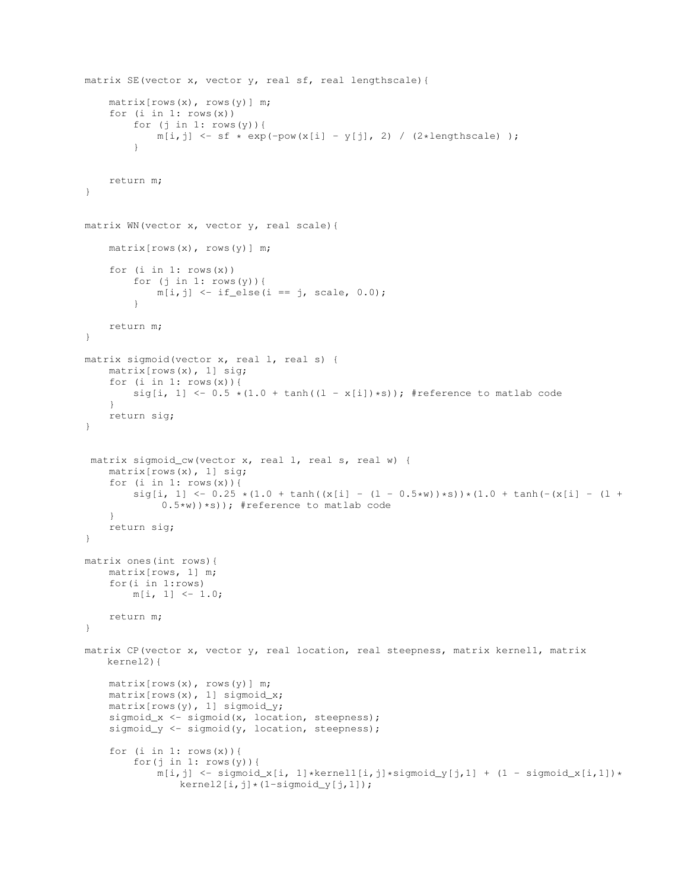```
matrix SE(vector x, vector y, real sf, real lengthscale){

    matrix[rows(x), rows(y)] m;
    for (i in 1: rows(x))
        for (j in 1: rows(y)){
            m[i,j] <- sf * exp(-pow(x[i] - y[j], 2) / (2*lengthscale) );
        }


    return m;
}


matrix WN(vector x, vector y, real scale){

    matrix[rows(x), rows(y)] m;

    for (i in 1: rows(x))
        for (j in 1: rows(y)){
            m[i,j] <- if_else(i == j, scale, 0.0);
        }

    return m;
}

matrix sigmoid(vector x, real l, real s) {
    matrix[rows(x), 1] sig;
    for (i in 1: rows(x)){
        sig[i, 1] <- 0.5 *(1.0 + tanh((l - x[i])*s)); #reference to matlab code
    }
    return sig;
}


 matrix sigmoid_cw(vector x, real l, real s, real w) {
    matrix[rows(x), 1] sig;
    for (i in 1: rows(x)){
        sig[i, 1] <- 0.25 *(1.0 + tanh((x[i] - (l - 0.5*w))*s))*(1.0 + tanh(-(x[i] - (l +
             0.5*w))*s)); #reference to matlab code
    }
    return sig;
}

matrix ones(int rows){
    matrix[rows, 1] m;
    for(i in 1:rows)
        m[i, 1] <- 1.0;

    return m;
}

matrix CP(vector x, vector y, real location, real steepness, matrix kernel1, matrix
    kernel2){

    matrix[rows(x), rows(y)] m;
    matrix[rows(x), 1] sigmoid_x;
    matrix[rows(y), 1] sigmoid_y;
    sigmoid_x <- sigmoid(x, location, steepness);
    sigmoid_y <- sigmoid(y, location, steepness);

    for (i in 1: rows(x)){
        for(j in 1: rows(y)){
            m[i,j] <- sigmoid_x[i, 1]*kernel1[i,j]*sigmoid_y[j,1] + (1 - sigmoid_x[i,1])*
                kernel2[i,j]*(1-sigmoid_y[j,1]);
```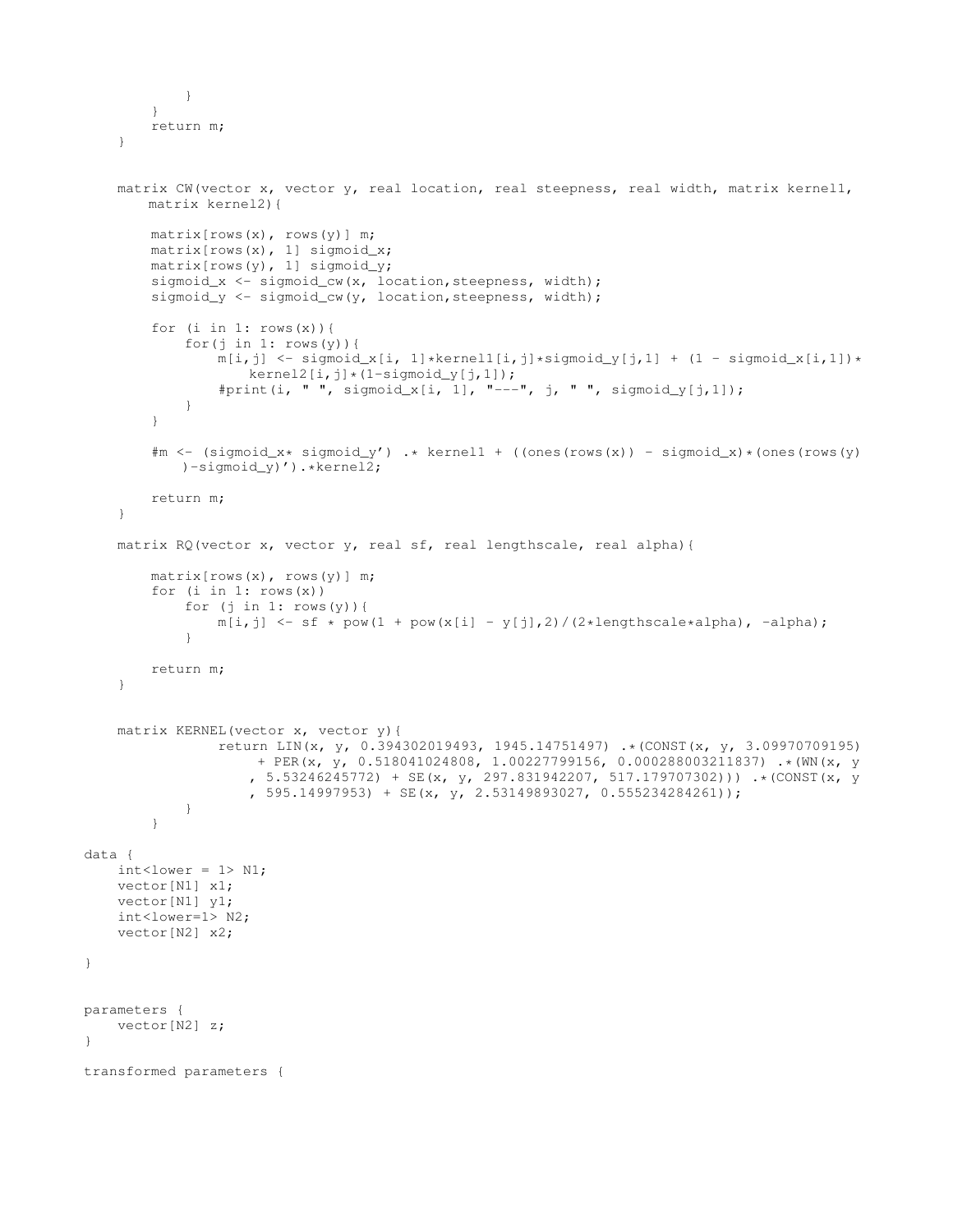```
            }
        }
        return m;
    }


    matrix CW(vector x, vector y, real location, real steepness, real width, matrix kernel1,
        matrix kernel2){

        matrix[rows(x), rows(y)] m;
        matrix[rows(x), 1] sigmoid_x;
        matrix[rows(y), 1] sigmoid_y;
        sigmoid_x <- sigmoid_cw(x, location,steepness, width);
        sigmoid_y <- sigmoid_cw(y, location,steepness, width);

        for (i in 1: rows(x)){
            for(j in 1: rows(y)){
                m[i,j] <- sigmoid_x[i, 1]*kernel1[i,j]*sigmoid_y[j,1] + (1 - sigmoid_x[i,1])*
                    kernel2[i,j]*(1-sigmoid_y[j,1]);
                #print(i, " ", sigmoid_x[i, 1], "---", j, " ", sigmoid_y[j,1]);
            }
        }

        #m <- (sigmoid_x* sigmoid_y') .* kernel1 + ((ones(rows(x)) - sigmoid_x)*(ones(rows(y)
            )-sigmoid_y)').*kernel2;

        return m;
    }

    matrix RQ(vector x, vector y, real sf, real lengthscale, real alpha){

        matrix[rows(x), rows(y)] m;
        for (i in 1: rows(x))
            for (j in 1: rows(y)){
                m[i,j] <- sf * pow(1 + pow(x[i] - y[j],2)/(2*lengthscale*alpha), -alpha);
            }

        return m;
    }


    matrix KERNEL(vector x, vector y){
                return LIN(x, y, 0.394302019493, 1945.14751497) .*(CONST(x, y, 3.09970709195)
                     + PER(x, y, 0.518041024808, 1.00227799156, 0.000288003211837) .*(WN(x, y
                    , 5.53246245772) + SE(x, y, 297.831942207, 517.179707302))) .*(CONST(x, y
                    , 595.14997953) + SE(x, y, 2.53149893027, 0.555234284261));
            }
        }

data {
    int<lower = 1> N1;
    vector[N1] x1;
    vector[N1] y1;
    int<lower=1> N2;
    vector[N2] x2;

}


parameters {
    vector[N2] z;
}

transformed parameters {
```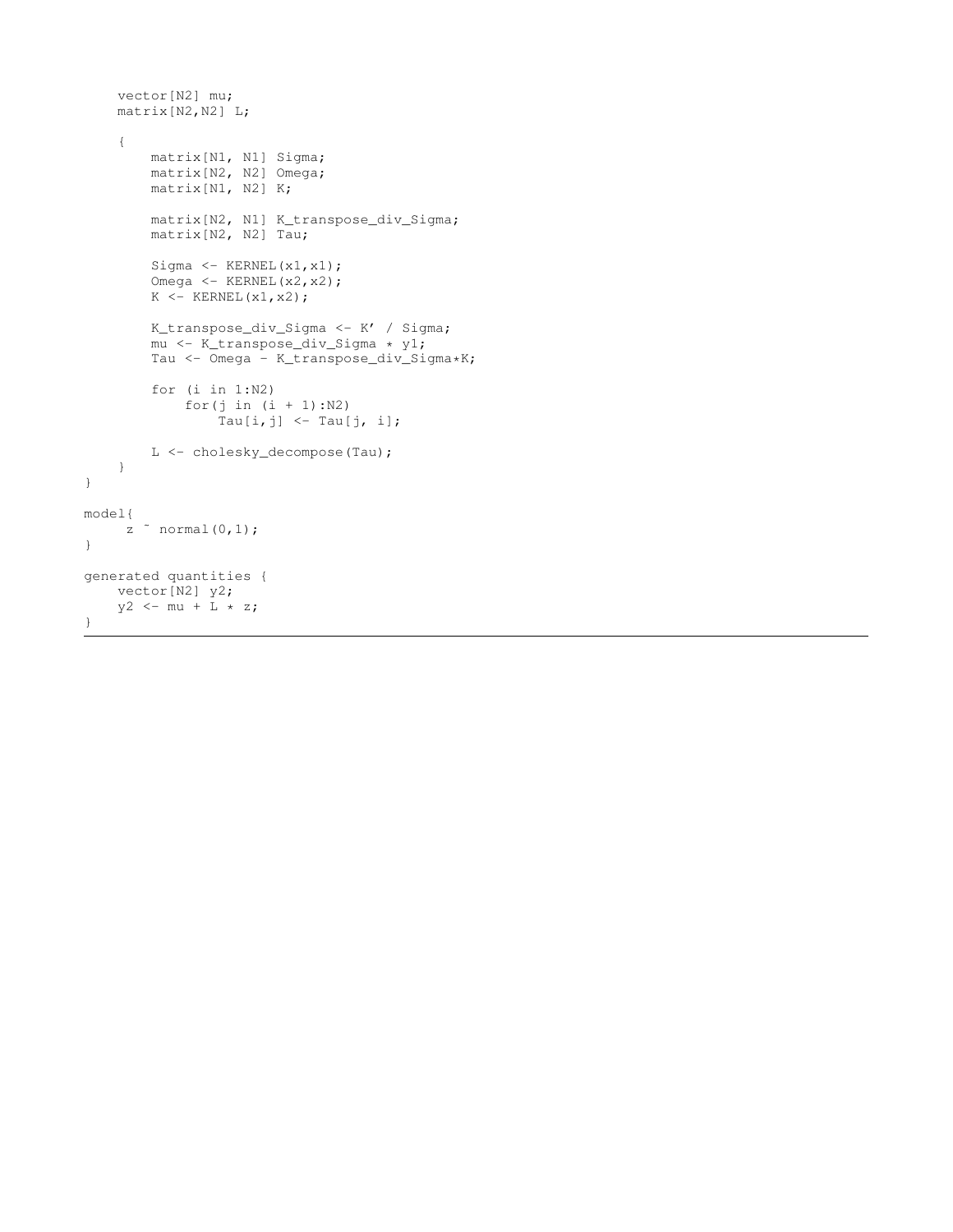```
    vector[N2] mu;
    matrix[N2,N2] L;

    {
        matrix[N1, N1] Sigma;
        matrix[N2, N2] Omega;
        matrix[N1, N2] K;

        matrix[N2, N1] K_transpose_div_Sigma;
        matrix[N2, N2] Tau;

        Sigma <- KERNEL(x1,x1);
        Omega <- KERNEL(x2,x2);
        K <- KERNEL(x1,x2);

        K_transpose_div_Sigma <- K' / Sigma;
        mu <- K_transpose_div_Sigma * y1;
        Tau <- Omega - K_transpose_div_Sigma*K;

        for (i in 1:N2)
            for(j in (i + 1):N2)
                Tau[i,j] <- Tau[j, i];

        L <- cholesky_decompose(Tau);
    }
}

model{
     z ~ normal(0,1);
}

generated quantities {
    vector[N2] y2;
    y2 <- mu + L * z;
}
```